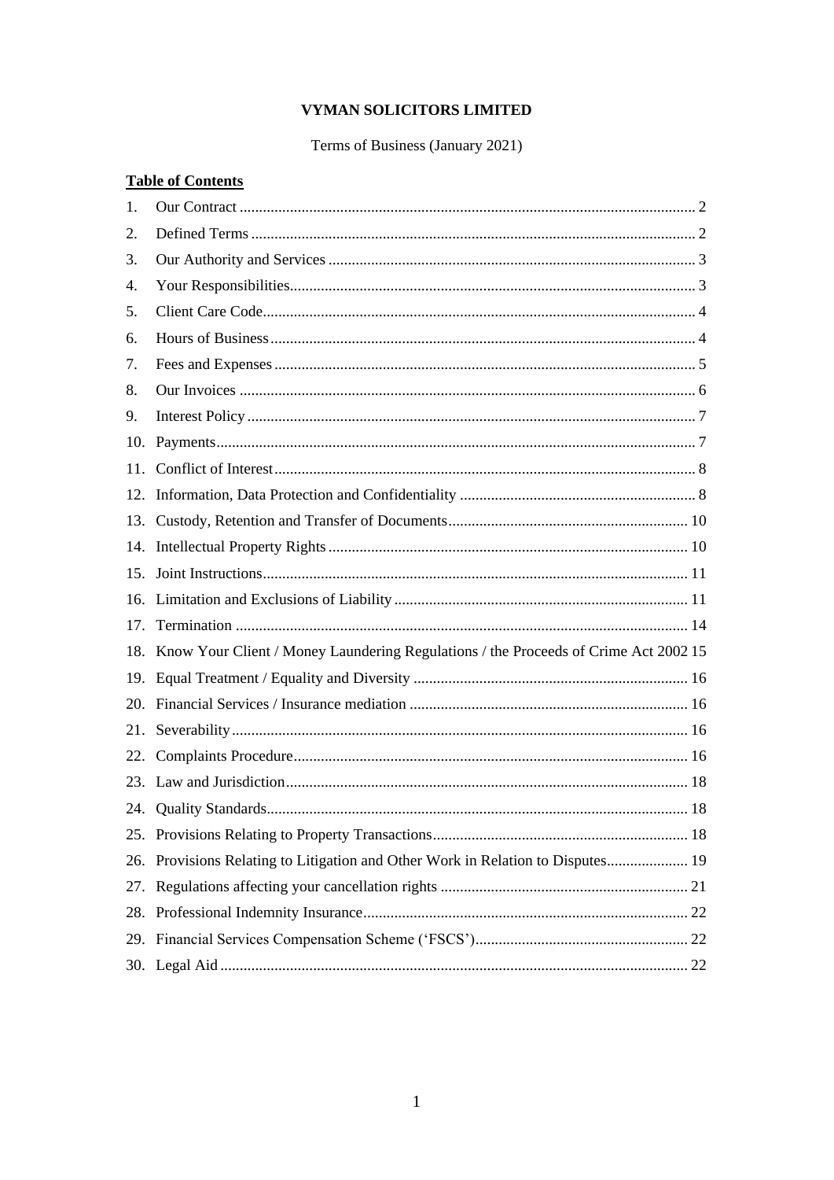# VYMAN SOLICITORS LIMITED

Terms of Business (January 2021)

## Table of Contents

1. Our Contract ..... 2
2. Defined Terms ..... 2
3. Our Authority and Services ..... 3
4. Your Responsibilities ..... 3
5. Client Care Code ..... 4
6. Hours of Business ..... 4
7. Fees and Expenses ..... 5
8. Our Invoices ..... 6
9. Interest Policy ..... 7
10. Payments ..... 7
11. Conflict of Interest ..... 8
12. Information, Data Protection and Confidentiality ..... 8
13. Custody, Retention and Transfer of Documents ..... 10
14. Intellectual Property Rights ..... 10
15. Joint Instructions ..... 11
16. Limitation and Exclusions of Liability ..... 11
17. Termination ..... 14
18. Know Your Client / Money Laundering Regulations / the Proceeds of Crime Act 2002 ..... 15
19. Equal Treatment / Equality and Diversity ..... 16
20. Financial Services / Insurance mediation ..... 16
21. Severability ..... 16
22. Complaints Procedure ..... 16
23. Law and Jurisdiction ..... 18
24. Quality Standards ..... 18
25. Provisions Relating to Property Transactions ..... 18
26. Provisions Relating to Litigation and Other Work in Relation to Disputes ..... 19
27. Regulations affecting your cancellation rights ..... 21
28. Professional Indemnity Insurance ..... 22
29. Financial Services Compensation Scheme ('FSCS') ..... 22
30. Legal Aid ..... 22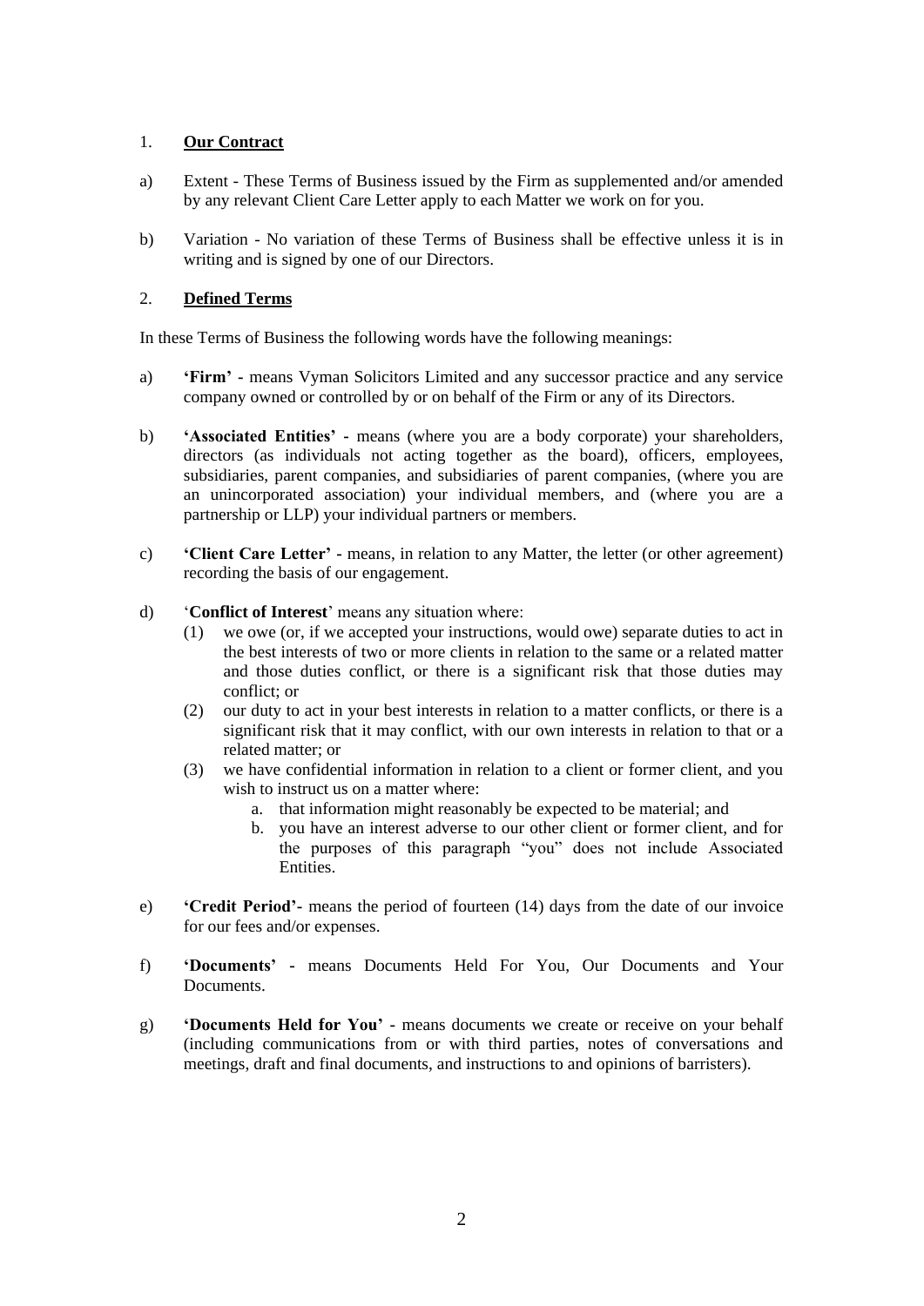## 1. **Our Contract**

a) Extent - These Terms of Business issued by the Firm as supplemented and/or amended by any relevant Client Care Letter apply to each Matter we work on for you.

b) Variation - No variation of these Terms of Business shall be effective unless it is in writing and is signed by one of our Directors.

## 2. **Defined Terms**

In these Terms of Business the following words have the following meanings:

a) **'Firm'** - means Vyman Solicitors Limited and any successor practice and any service company owned or controlled by or on behalf of the Firm or any of its Directors.

b) **'Associated Entities'** - means (where you are a body corporate) your shareholders, directors (as individuals not acting together as the board), officers, employees, subsidiaries, parent companies, and subsidiaries of parent companies, (where you are an unincorporated association) your individual members, and (where you are a partnership or LLP) your individual partners or members.

c) **'Client Care Letter'** - means, in relation to any Matter, the letter (or other agreement) recording the basis of our engagement.

d) '**Conflict of Interest**' means any situation where:
   (1) we owe (or, if we accepted your instructions, would owe) separate duties to act in the best interests of two or more clients in relation to the same or a related matter and those duties conflict, or there is a significant risk that those duties may conflict; or
   (2) our duty to act in your best interests in relation to a matter conflicts, or there is a significant risk that it may conflict, with our own interests in relation to that or a related matter; or
   (3) we have confidential information in relation to a client or former client, and you wish to instruct us on a matter where:
      a. that information might reasonably be expected to be material; and
      b. you have an interest adverse to our other client or former client, and for the purposes of this paragraph "you" does not include Associated Entities.

e) **'Credit Period'**- means the period of fourteen (14) days from the date of our invoice for our fees and/or expenses.

f) **'Documents'** - means Documents Held For You, Our Documents and Your Documents.

g) **'Documents Held for You'** - means documents we create or receive on your behalf (including communications from or with third parties, notes of conversations and meetings, draft and final documents, and instructions to and opinions of barristers).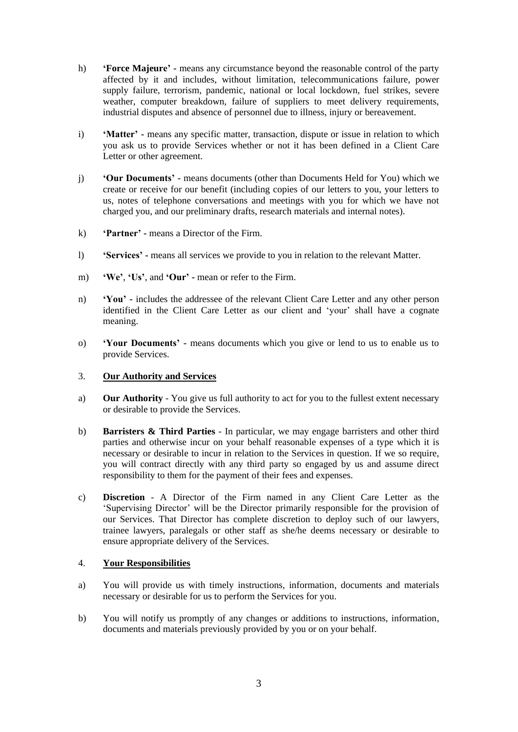h) **'Force Majeure'** - means any circumstance beyond the reasonable control of the party affected by it and includes, without limitation, telecommunications failure, power supply failure, terrorism, pandemic, national or local lockdown, fuel strikes, severe weather, computer breakdown, failure of suppliers to meet delivery requirements, industrial disputes and absence of personnel due to illness, injury or bereavement.

i) **'Matter'** - means any specific matter, transaction, dispute or issue in relation to which you ask us to provide Services whether or not it has been defined in a Client Care Letter or other agreement.

j) **'Our Documents'** - means documents (other than Documents Held for You) which we create or receive for our benefit (including copies of our letters to you, your letters to us, notes of telephone conversations and meetings with you for which we have not charged you, and our preliminary drafts, research materials and internal notes).

k) **'Partner'** - means a Director of the Firm.

l) **'Services'** - means all services we provide to you in relation to the relevant Matter.

m) **'We'**, **'Us'**, and **'Our'** - mean or refer to the Firm.

n) **'You'** - includes the addressee of the relevant Client Care Letter and any other person identified in the Client Care Letter as our client and 'your' shall have a cognate meaning.

o) **'Your Documents'** - means documents which you give or lend to us to enable us to provide Services.

## 3. <u>Our Authority and Services</u>

a) **Our Authority** - You give us full authority to act for you to the fullest extent necessary or desirable to provide the Services.

b) **Barristers & Third Parties** - In particular, we may engage barristers and other third parties and otherwise incur on your behalf reasonable expenses of a type which it is necessary or desirable to incur in relation to the Services in question. If we so require, you will contract directly with any third party so engaged by us and assume direct responsibility to them for the payment of their fees and expenses.

c) **Discretion** - A Director of the Firm named in any Client Care Letter as the 'Supervising Director' will be the Director primarily responsible for the provision of our Services. That Director has complete discretion to deploy such of our lawyers, trainee lawyers, paralegals or other staff as she/he deems necessary or desirable to ensure appropriate delivery of the Services.

## 4. <u>Your Responsibilities</u>

a) You will provide us with timely instructions, information, documents and materials necessary or desirable for us to perform the Services for you.

b) You will notify us promptly of any changes or additions to instructions, information, documents and materials previously provided by you or on your behalf.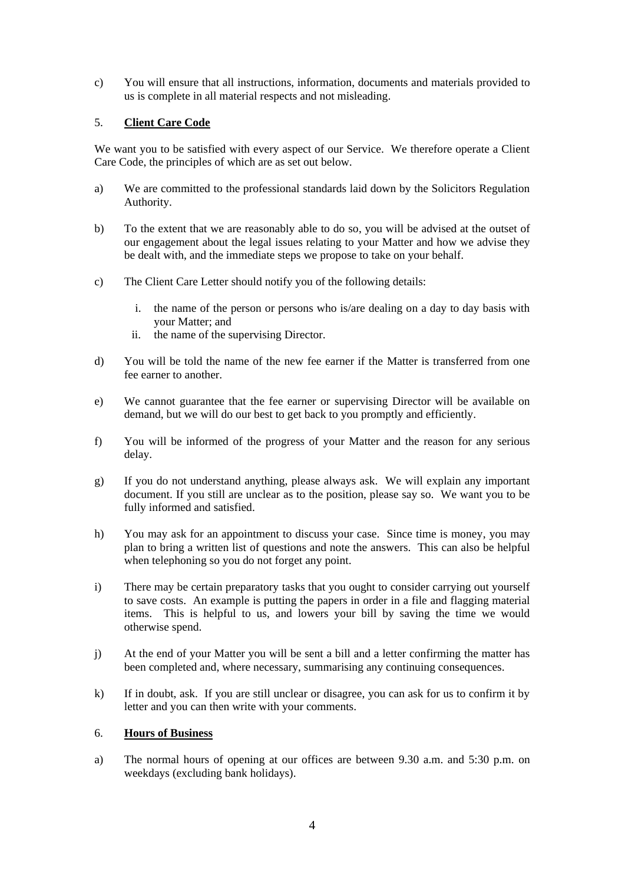c) You will ensure that all instructions, information, documents and materials provided to us is complete in all material respects and not misleading.

## 5. **Client Care Code**

We want you to be satisfied with every aspect of our Service. We therefore operate a Client Care Code, the principles of which are as set out below.

a) We are committed to the professional standards laid down by the Solicitors Regulation Authority.

b) To the extent that we are reasonably able to do so, you will be advised at the outset of our engagement about the legal issues relating to your Matter and how we advise they be dealt with, and the immediate steps we propose to take on your behalf.

c) The Client Care Letter should notify you of the following details:

   i. the name of the person or persons who is/are dealing on a day to day basis with your Matter; and
   ii. the name of the supervising Director.

d) You will be told the name of the new fee earner if the Matter is transferred from one fee earner to another.

e) We cannot guarantee that the fee earner or supervising Director will be available on demand, but we will do our best to get back to you promptly and efficiently.

f) You will be informed of the progress of your Matter and the reason for any serious delay.

g) If you do not understand anything, please always ask. We will explain any important document. If you still are unclear as to the position, please say so. We want you to be fully informed and satisfied.

h) You may ask for an appointment to discuss your case. Since time is money, you may plan to bring a written list of questions and note the answers. This can also be helpful when telephoning so you do not forget any point.

i) There may be certain preparatory tasks that you ought to consider carrying out yourself to save costs. An example is putting the papers in order in a file and flagging material items. This is helpful to us, and lowers your bill by saving the time we would otherwise spend.

j) At the end of your Matter you will be sent a bill and a letter confirming the matter has been completed and, where necessary, summarising any continuing consequences.

k) If in doubt, ask. If you are still unclear or disagree, you can ask for us to confirm it by letter and you can then write with your comments.

## 6. **Hours of Business**

a) The normal hours of opening at our offices are between 9.30 a.m. and 5:30 p.m. on weekdays (excluding bank holidays).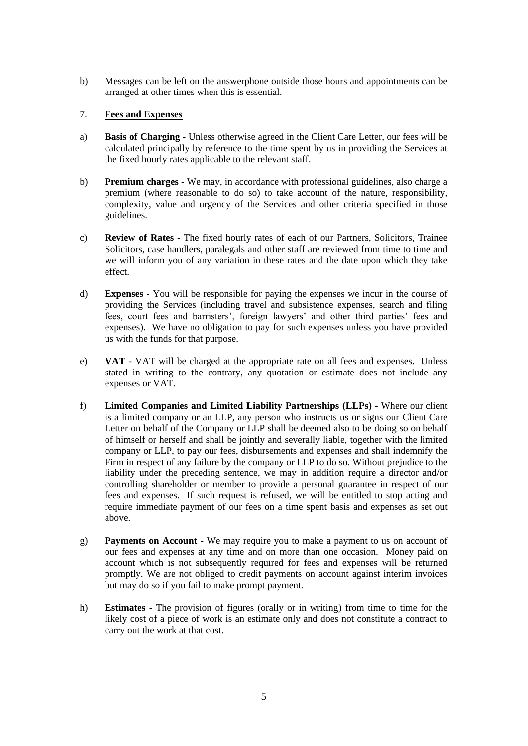b) Messages can be left on the answerphone outside those hours and appointments can be arranged at other times when this is essential.

## 7. Fees and Expenses

a) **Basis of Charging** - Unless otherwise agreed in the Client Care Letter, our fees will be calculated principally by reference to the time spent by us in providing the Services at the fixed hourly rates applicable to the relevant staff.

b) **Premium charges** - We may, in accordance with professional guidelines, also charge a premium (where reasonable to do so) to take account of the nature, responsibility, complexity, value and urgency of the Services and other criteria specified in those guidelines.

c) **Review of Rates** - The fixed hourly rates of each of our Partners, Solicitors, Trainee Solicitors, case handlers, paralegals and other staff are reviewed from time to time and we will inform you of any variation in these rates and the date upon which they take effect.

d) **Expenses** - You will be responsible for paying the expenses we incur in the course of providing the Services (including travel and subsistence expenses, search and filing fees, court fees and barristers', foreign lawyers' and other third parties' fees and expenses). We have no obligation to pay for such expenses unless you have provided us with the funds for that purpose.

e) **VAT** - VAT will be charged at the appropriate rate on all fees and expenses. Unless stated in writing to the contrary, any quotation or estimate does not include any expenses or VAT.

f) **Limited Companies and Limited Liability Partnerships (LLPs)** - Where our client is a limited company or an LLP, any person who instructs us or signs our Client Care Letter on behalf of the Company or LLP shall be deemed also to be doing so on behalf of himself or herself and shall be jointly and severally liable, together with the limited company or LLP, to pay our fees, disbursements and expenses and shall indemnify the Firm in respect of any failure by the company or LLP to do so. Without prejudice to the liability under the preceding sentence, we may in addition require a director and/or controlling shareholder or member to provide a personal guarantee in respect of our fees and expenses. If such request is refused, we will be entitled to stop acting and require immediate payment of our fees on a time spent basis and expenses as set out above.

g) **Payments on Account** - We may require you to make a payment to us on account of our fees and expenses at any time and on more than one occasion. Money paid on account which is not subsequently required for fees and expenses will be returned promptly. We are not obliged to credit payments on account against interim invoices but may do so if you fail to make prompt payment.

h) **Estimates** - The provision of figures (orally or in writing) from time to time for the likely cost of a piece of work is an estimate only and does not constitute a contract to carry out the work at that cost.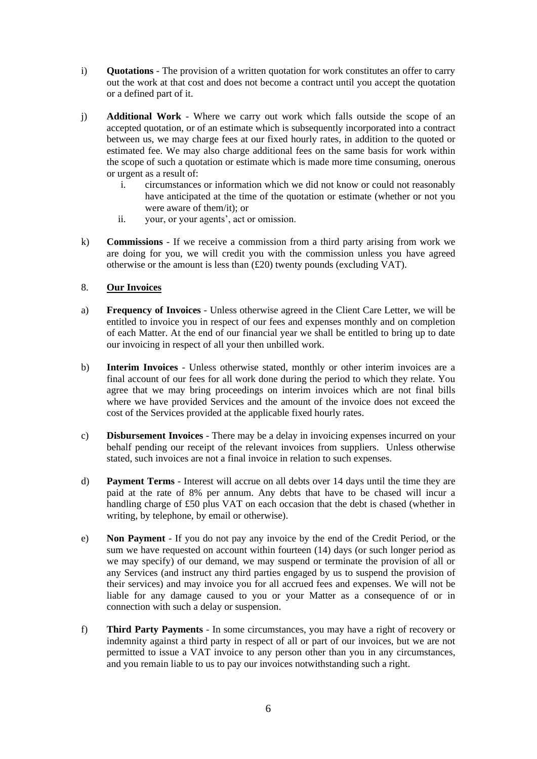i) **Quotations** - The provision of a written quotation for work constitutes an offer to carry out the work at that cost and does not become a contract until you accept the quotation or a defined part of it.

j) **Additional Work** - Where we carry out work which falls outside the scope of an accepted quotation, or of an estimate which is subsequently incorporated into a contract between us, we may charge fees at our fixed hourly rates, in addition to the quoted or estimated fee. We may also charge additional fees on the same basis for work within the scope of such a quotation or estimate which is made more time consuming, onerous or urgent as a result of:

   i. circumstances or information which we did not know or could not reasonably have anticipated at the time of the quotation or estimate (whether or not you were aware of them/it); or
   ii. your, or your agents', act or omission.

k) **Commissions** - If we receive a commission from a third party arising from work we are doing for you, we will credit you with the commission unless you have agreed otherwise or the amount is less than (£20) twenty pounds (excluding VAT).

## 8. Our Invoices

a) **Frequency of Invoices** - Unless otherwise agreed in the Client Care Letter, we will be entitled to invoice you in respect of our fees and expenses monthly and on completion of each Matter. At the end of our financial year we shall be entitled to bring up to date our invoicing in respect of all your then unbilled work.

b) **Interim Invoices** - Unless otherwise stated, monthly or other interim invoices are a final account of our fees for all work done during the period to which they relate. You agree that we may bring proceedings on interim invoices which are not final bills where we have provided Services and the amount of the invoice does not exceed the cost of the Services provided at the applicable fixed hourly rates.

c) **Disbursement Invoices** - There may be a delay in invoicing expenses incurred on your behalf pending our receipt of the relevant invoices from suppliers. Unless otherwise stated, such invoices are not a final invoice in relation to such expenses.

d) **Payment Terms** - Interest will accrue on all debts over 14 days until the time they are paid at the rate of 8% per annum. Any debts that have to be chased will incur a handling charge of £50 plus VAT on each occasion that the debt is chased (whether in writing, by telephone, by email or otherwise).

e) **Non Payment** - If you do not pay any invoice by the end of the Credit Period, or the sum we have requested on account within fourteen (14) days (or such longer period as we may specify) of our demand, we may suspend or terminate the provision of all or any Services (and instruct any third parties engaged by us to suspend the provision of their services) and may invoice you for all accrued fees and expenses. We will not be liable for any damage caused to you or your Matter as a consequence of or in connection with such a delay or suspension.

f) **Third Party Payments** - In some circumstances, you may have a right of recovery or indemnity against a third party in respect of all or part of our invoices, but we are not permitted to issue a VAT invoice to any person other than you in any circumstances, and you remain liable to us to pay our invoices notwithstanding such a right.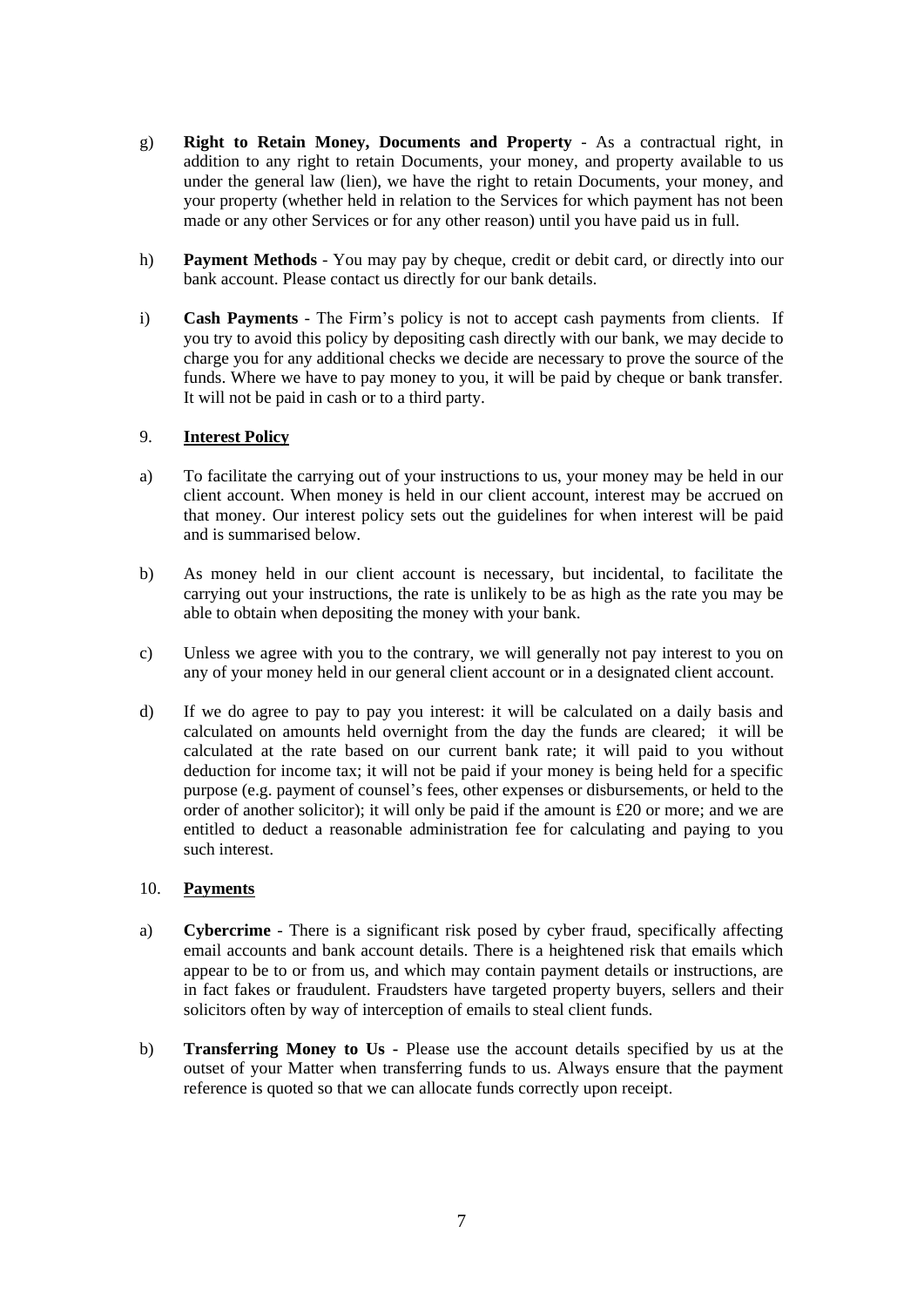g) **Right to Retain Money, Documents and Property** - As a contractual right, in addition to any right to retain Documents, your money, and property available to us under the general law (lien), we have the right to retain Documents, your money, and your property (whether held in relation to the Services for which payment has not been made or any other Services or for any other reason) until you have paid us in full.

h) **Payment Methods** - You may pay by cheque, credit or debit card, or directly into our bank account. Please contact us directly for our bank details.

i) **Cash Payments** - The Firm's policy is not to accept cash payments from clients. If you try to avoid this policy by depositing cash directly with our bank, we may decide to charge you for any additional checks we decide are necessary to prove the source of the funds. Where we have to pay money to you, it will be paid by cheque or bank transfer. It will not be paid in cash or to a third party.

## 9. <u>Interest Policy</u>

a) To facilitate the carrying out of your instructions to us, your money may be held in our client account. When money is held in our client account, interest may be accrued on that money. Our interest policy sets out the guidelines for when interest will be paid and is summarised below.

b) As money held in our client account is necessary, but incidental, to facilitate the carrying out your instructions, the rate is unlikely to be as high as the rate you may be able to obtain when depositing the money with your bank.

c) Unless we agree with you to the contrary, we will generally not pay interest to you on any of your money held in our general client account or in a designated client account.

d) If we do agree to pay to pay you interest: it will be calculated on a daily basis and calculated on amounts held overnight from the day the funds are cleared; it will be calculated at the rate based on our current bank rate; it will paid to you without deduction for income tax; it will not be paid if your money is being held for a specific purpose (e.g. payment of counsel's fees, other expenses or disbursements, or held to the order of another solicitor); it will only be paid if the amount is £20 or more; and we are entitled to deduct a reasonable administration fee for calculating and paying to you such interest.

## 10. <u>Payments</u>

a) **Cybercrime** - There is a significant risk posed by cyber fraud, specifically affecting email accounts and bank account details. There is a heightened risk that emails which appear to be to or from us, and which may contain payment details or instructions, are in fact fakes or fraudulent. Fraudsters have targeted property buyers, sellers and their solicitors often by way of interception of emails to steal client funds.

b) **Transferring Money to Us -** Please use the account details specified by us at the outset of your Matter when transferring funds to us. Always ensure that the payment reference is quoted so that we can allocate funds correctly upon receipt.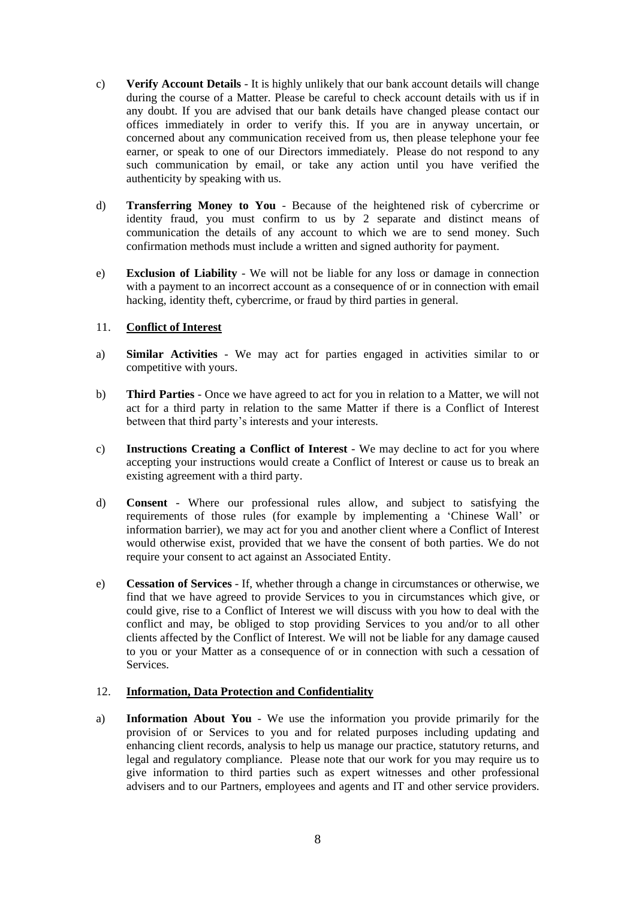c) **Verify Account Details** - It is highly unlikely that our bank account details will change during the course of a Matter. Please be careful to check account details with us if in any doubt. If you are advised that our bank details have changed please contact our offices immediately in order to verify this. If you are in anyway uncertain, or concerned about any communication received from us, then please telephone your fee earner, or speak to one of our Directors immediately. Please do not respond to any such communication by email, or take any action until you have verified the authenticity by speaking with us.

d) **Transferring Money to You** - Because of the heightened risk of cybercrime or identity fraud, you must confirm to us by 2 separate and distinct means of communication the details of any account to which we are to send money. Such confirmation methods must include a written and signed authority for payment.

e) **Exclusion of Liability** - We will not be liable for any loss or damage in connection with a payment to an incorrect account as a consequence of or in connection with email hacking, identity theft, cybercrime, or fraud by third parties in general.

## 11. **Conflict of Interest**

a) **Similar Activities** - We may act for parties engaged in activities similar to or competitive with yours.

b) **Third Parties** - Once we have agreed to act for you in relation to a Matter, we will not act for a third party in relation to the same Matter if there is a Conflict of Interest between that third party's interests and your interests.

c) **Instructions Creating a Conflict of Interest** - We may decline to act for you where accepting your instructions would create a Conflict of Interest or cause us to break an existing agreement with a third party.

d) **Consent** - Where our professional rules allow, and subject to satisfying the requirements of those rules (for example by implementing a 'Chinese Wall' or information barrier), we may act for you and another client where a Conflict of Interest would otherwise exist, provided that we have the consent of both parties. We do not require your consent to act against an Associated Entity.

e) **Cessation of Services** - If, whether through a change in circumstances or otherwise, we find that we have agreed to provide Services to you in circumstances which give, or could give, rise to a Conflict of Interest we will discuss with you how to deal with the conflict and may, be obliged to stop providing Services to you and/or to all other clients affected by the Conflict of Interest. We will not be liable for any damage caused to you or your Matter as a consequence of or in connection with such a cessation of Services.

## 12. **Information, Data Protection and Confidentiality**

a) **Information About You** - We use the information you provide primarily for the provision of or Services to you and for related purposes including updating and enhancing client records, analysis to help us manage our practice, statutory returns, and legal and regulatory compliance. Please note that our work for you may require us to give information to third parties such as expert witnesses and other professional advisers and to our Partners, employees and agents and IT and other service providers.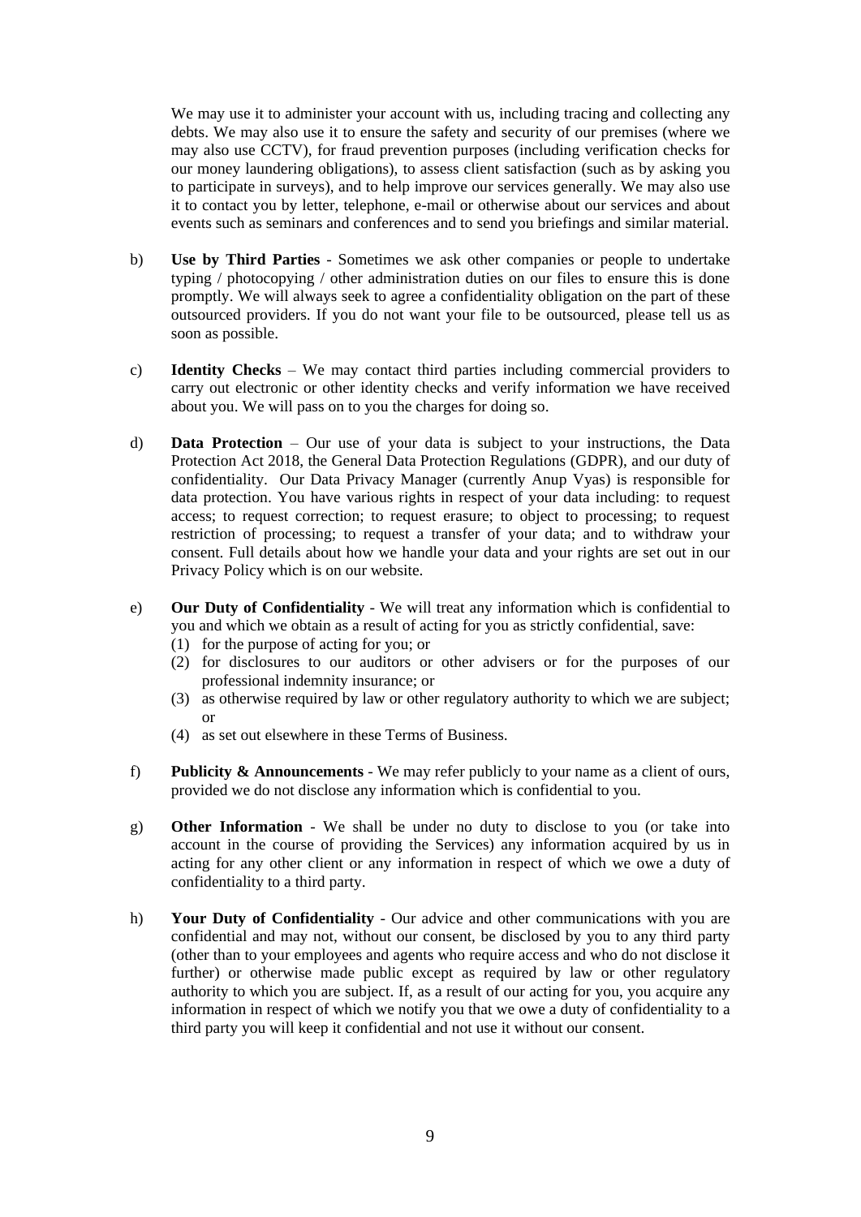We may use it to administer your account with us, including tracing and collecting any debts. We may also use it to ensure the safety and security of our premises (where we may also use CCTV), for fraud prevention purposes (including verification checks for our money laundering obligations), to assess client satisfaction (such as by asking you to participate in surveys), and to help improve our services generally. We may also use it to contact you by letter, telephone, e-mail or otherwise about our services and about events such as seminars and conferences and to send you briefings and similar material.

b) **Use by Third Parties** - Sometimes we ask other companies or people to undertake typing / photocopying / other administration duties on our files to ensure this is done promptly. We will always seek to agree a confidentiality obligation on the part of these outsourced providers. If you do not want your file to be outsourced, please tell us as soon as possible.

c) **Identity Checks** – We may contact third parties including commercial providers to carry out electronic or other identity checks and verify information we have received about you. We will pass on to you the charges for doing so.

d) **Data Protection** – Our use of your data is subject to your instructions, the Data Protection Act 2018, the General Data Protection Regulations (GDPR), and our duty of confidentiality. Our Data Privacy Manager (currently Anup Vyas) is responsible for data protection. You have various rights in respect of your data including: to request access; to request correction; to request erasure; to object to processing; to request restriction of processing; to request a transfer of your data; and to withdraw your consent. Full details about how we handle your data and your rights are set out in our Privacy Policy which is on our website.

e) **Our Duty of Confidentiality** - We will treat any information which is confidential to you and which we obtain as a result of acting for you as strictly confidential, save:
   (1) for the purpose of acting for you; or
   (2) for disclosures to our auditors or other advisers or for the purposes of our professional indemnity insurance; or
   (3) as otherwise required by law or other regulatory authority to which we are subject; or
   (4) as set out elsewhere in these Terms of Business.

f) **Publicity & Announcements** - We may refer publicly to your name as a client of ours, provided we do not disclose any information which is confidential to you.

g) **Other Information** - We shall be under no duty to disclose to you (or take into account in the course of providing the Services) any information acquired by us in acting for any other client or any information in respect of which we owe a duty of confidentiality to a third party.

h) **Your Duty of Confidentiality** - Our advice and other communications with you are confidential and may not, without our consent, be disclosed by you to any third party (other than to your employees and agents who require access and who do not disclose it further) or otherwise made public except as required by law or other regulatory authority to which you are subject. If, as a result of our acting for you, you acquire any information in respect of which we notify you that we owe a duty of confidentiality to a third party you will keep it confidential and not use it without our consent.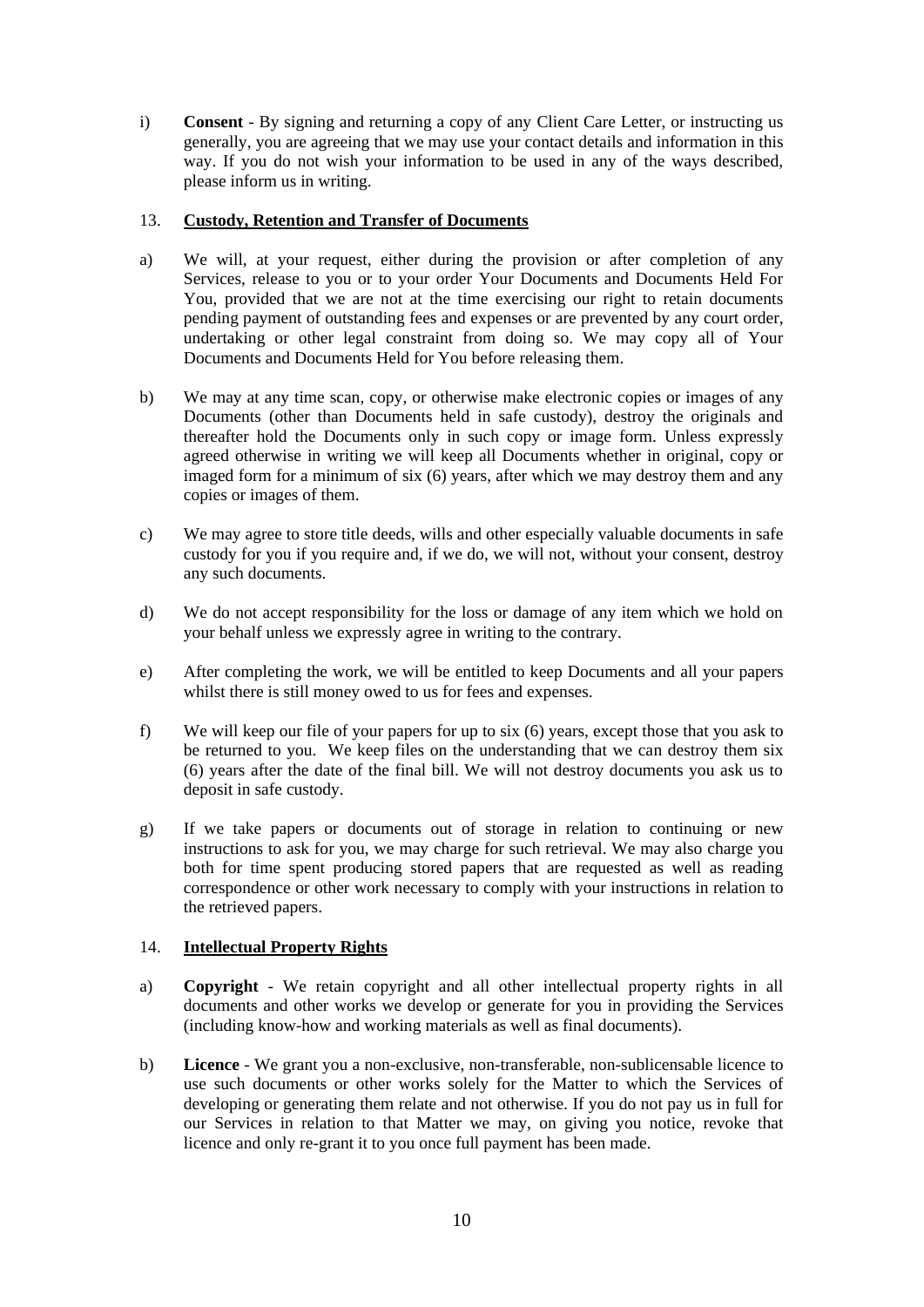i) **Consent** - By signing and returning a copy of any Client Care Letter, or instructing us generally, you are agreeing that we may use your contact details and information in this way. If you do not wish your information to be used in any of the ways described, please inform us in writing.

## 13. Custody, Retention and Transfer of Documents

a) We will, at your request, either during the provision or after completion of any Services, release to you or to your order Your Documents and Documents Held For You, provided that we are not at the time exercising our right to retain documents pending payment of outstanding fees and expenses or are prevented by any court order, undertaking or other legal constraint from doing so. We may copy all of Your Documents and Documents Held for You before releasing them.

b) We may at any time scan, copy, or otherwise make electronic copies or images of any Documents (other than Documents held in safe custody), destroy the originals and thereafter hold the Documents only in such copy or image form. Unless expressly agreed otherwise in writing we will keep all Documents whether in original, copy or imaged form for a minimum of six (6) years, after which we may destroy them and any copies or images of them.

c) We may agree to store title deeds, wills and other especially valuable documents in safe custody for you if you require and, if we do, we will not, without your consent, destroy any such documents.

d) We do not accept responsibility for the loss or damage of any item which we hold on your behalf unless we expressly agree in writing to the contrary.

e) After completing the work, we will be entitled to keep Documents and all your papers whilst there is still money owed to us for fees and expenses.

f) We will keep our file of your papers for up to six (6) years, except those that you ask to be returned to you. We keep files on the understanding that we can destroy them six (6) years after the date of the final bill. We will not destroy documents you ask us to deposit in safe custody.

g) If we take papers or documents out of storage in relation to continuing or new instructions to ask for you, we may charge for such retrieval. We may also charge you both for time spent producing stored papers that are requested as well as reading correspondence or other work necessary to comply with your instructions in relation to the retrieved papers.

## 14. Intellectual Property Rights

a) **Copyright** - We retain copyright and all other intellectual property rights in all documents and other works we develop or generate for you in providing the Services (including know-how and working materials as well as final documents).

b) **Licence** - We grant you a non-exclusive, non-transferable, non-sublicensable licence to use such documents or other works solely for the Matter to which the Services of developing or generating them relate and not otherwise. If you do not pay us in full for our Services in relation to that Matter we may, on giving you notice, revoke that licence and only re-grant it to you once full payment has been made.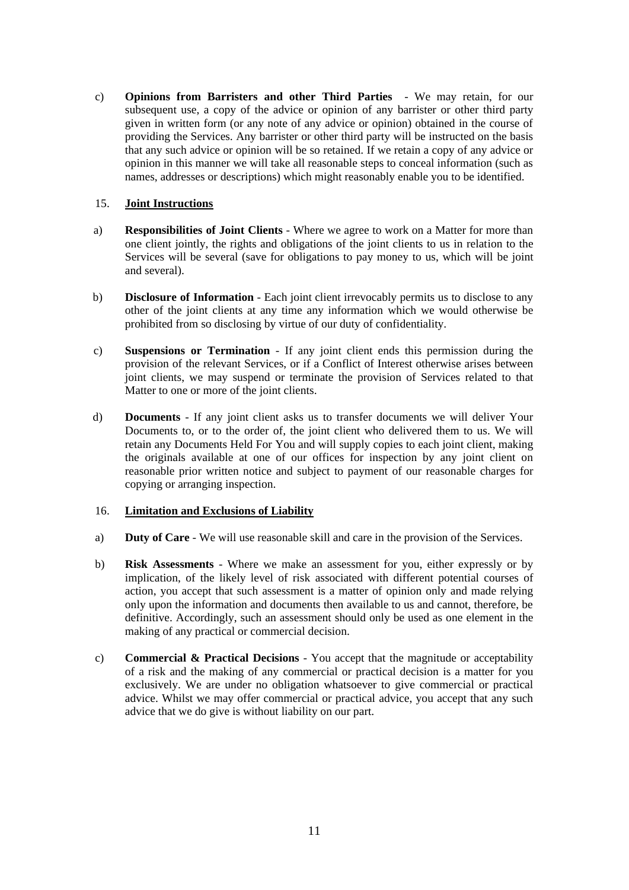c) **Opinions from Barristers and other Third Parties** - We may retain, for our subsequent use, a copy of the advice or opinion of any barrister or other third party given in written form (or any note of any advice or opinion) obtained in the course of providing the Services. Any barrister or other third party will be instructed on the basis that any such advice or opinion will be so retained. If we retain a copy of any advice or opinion in this manner we will take all reasonable steps to conceal information (such as names, addresses or descriptions) which might reasonably enable you to be identified.

15. **Joint Instructions**

a) **Responsibilities of Joint Clients** - Where we agree to work on a Matter for more than one client jointly, the rights and obligations of the joint clients to us in relation to the Services will be several (save for obligations to pay money to us, which will be joint and several).

b) **Disclosure of Information** - Each joint client irrevocably permits us to disclose to any other of the joint clients at any time any information which we would otherwise be prohibited from so disclosing by virtue of our duty of confidentiality.

c) **Suspensions or Termination** - If any joint client ends this permission during the provision of the relevant Services, or if a Conflict of Interest otherwise arises between joint clients, we may suspend or terminate the provision of Services related to that Matter to one or more of the joint clients.

d) **Documents** - If any joint client asks us to transfer documents we will deliver Your Documents to, or to the order of, the joint client who delivered them to us. We will retain any Documents Held For You and will supply copies to each joint client, making the originals available at one of our offices for inspection by any joint client on reasonable prior written notice and subject to payment of our reasonable charges for copying or arranging inspection.

16. **Limitation and Exclusions of Liability**

a) **Duty of Care** - We will use reasonable skill and care in the provision of the Services.

b) **Risk Assessments** - Where we make an assessment for you, either expressly or by implication, of the likely level of risk associated with different potential courses of action, you accept that such assessment is a matter of opinion only and made relying only upon the information and documents then available to us and cannot, therefore, be definitive. Accordingly, such an assessment should only be used as one element in the making of any practical or commercial decision.

c) **Commercial & Practical Decisions** - You accept that the magnitude or acceptability of a risk and the making of any commercial or practical decision is a matter for you exclusively. We are under no obligation whatsoever to give commercial or practical advice. Whilst we may offer commercial or practical advice, you accept that any such advice that we do give is without liability on our part.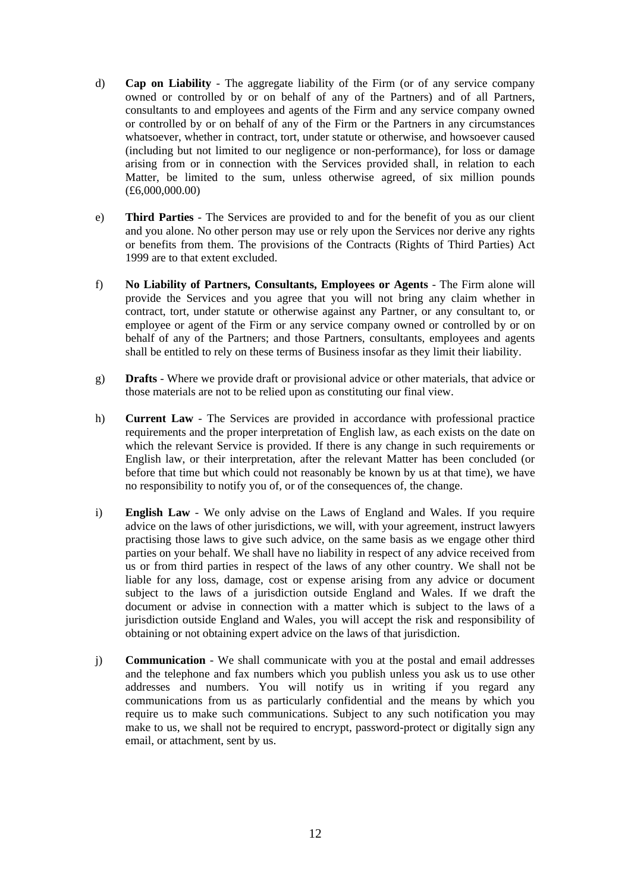d) **Cap on Liability** - The aggregate liability of the Firm (or of any service company owned or controlled by or on behalf of any of the Partners) and of all Partners, consultants to and employees and agents of the Firm and any service company owned or controlled by or on behalf of any of the Firm or the Partners in any circumstances whatsoever, whether in contract, tort, under statute or otherwise, and howsoever caused (including but not limited to our negligence or non-performance), for loss or damage arising from or in connection with the Services provided shall, in relation to each Matter, be limited to the sum, unless otherwise agreed, of six million pounds (£6,000,000.00)

e) **Third Parties** - The Services are provided to and for the benefit of you as our client and you alone. No other person may use or rely upon the Services nor derive any rights or benefits from them. The provisions of the Contracts (Rights of Third Parties) Act 1999 are to that extent excluded.

f) **No Liability of Partners, Consultants, Employees or Agents** - The Firm alone will provide the Services and you agree that you will not bring any claim whether in contract, tort, under statute or otherwise against any Partner, or any consultant to, or employee or agent of the Firm or any service company owned or controlled by or on behalf of any of the Partners; and those Partners, consultants, employees and agents shall be entitled to rely on these terms of Business insofar as they limit their liability.

g) **Drafts** - Where we provide draft or provisional advice or other materials, that advice or those materials are not to be relied upon as constituting our final view.

h) **Current Law** - The Services are provided in accordance with professional practice requirements and the proper interpretation of English law, as each exists on the date on which the relevant Service is provided. If there is any change in such requirements or English law, or their interpretation, after the relevant Matter has been concluded (or before that time but which could not reasonably be known by us at that time), we have no responsibility to notify you of, or of the consequences of, the change.

i) **English Law** - We only advise on the Laws of England and Wales. If you require advice on the laws of other jurisdictions, we will, with your agreement, instruct lawyers practising those laws to give such advice, on the same basis as we engage other third parties on your behalf. We shall have no liability in respect of any advice received from us or from third parties in respect of the laws of any other country. We shall not be liable for any loss, damage, cost or expense arising from any advice or document subject to the laws of a jurisdiction outside England and Wales. If we draft the document or advise in connection with a matter which is subject to the laws of a jurisdiction outside England and Wales, you will accept the risk and responsibility of obtaining or not obtaining expert advice on the laws of that jurisdiction.

j) **Communication** - We shall communicate with you at the postal and email addresses and the telephone and fax numbers which you publish unless you ask us to use other addresses and numbers. You will notify us in writing if you regard any communications from us as particularly confidential and the means by which you require us to make such communications. Subject to any such notification you may make to us, we shall not be required to encrypt, password-protect or digitally sign any email, or attachment, sent by us.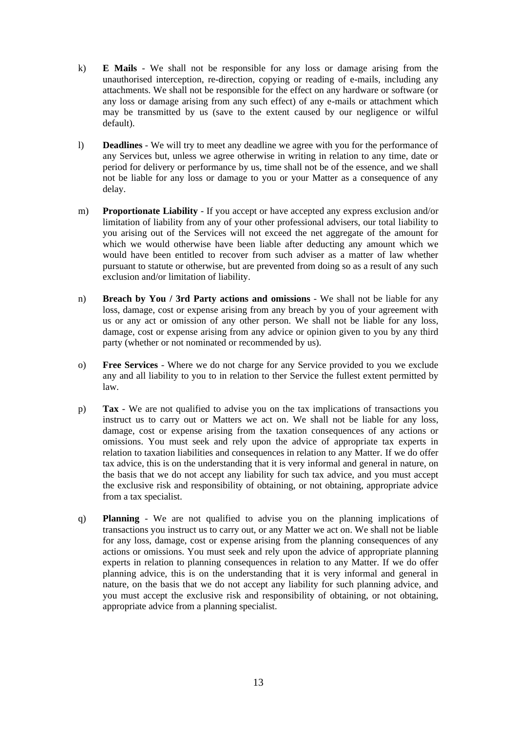k) **E Mails** - We shall not be responsible for any loss or damage arising from the unauthorised interception, re-direction, copying or reading of e-mails, including any attachments. We shall not be responsible for the effect on any hardware or software (or any loss or damage arising from any such effect) of any e-mails or attachment which may be transmitted by us (save to the extent caused by our negligence or wilful default).

l) **Deadlines** - We will try to meet any deadline we agree with you for the performance of any Services but, unless we agree otherwise in writing in relation to any time, date or period for delivery or performance by us, time shall not be of the essence, and we shall not be liable for any loss or damage to you or your Matter as a consequence of any delay.

m) **Proportionate Liability** - If you accept or have accepted any express exclusion and/or limitation of liability from any of your other professional advisers, our total liability to you arising out of the Services will not exceed the net aggregate of the amount for which we would otherwise have been liable after deducting any amount which we would have been entitled to recover from such adviser as a matter of law whether pursuant to statute or otherwise, but are prevented from doing so as a result of any such exclusion and/or limitation of liability.

n) **Breach by You / 3rd Party actions and omissions** - We shall not be liable for any loss, damage, cost or expense arising from any breach by you of your agreement with us or any act or omission of any other person. We shall not be liable for any loss, damage, cost or expense arising from any advice or opinion given to you by any third party (whether or not nominated or recommended by us).

o) **Free Services** - Where we do not charge for any Service provided to you we exclude any and all liability to you to in relation to ther Service the fullest extent permitted by law.

p) **Tax** - We are not qualified to advise you on the tax implications of transactions you instruct us to carry out or Matters we act on. We shall not be liable for any loss, damage, cost or expense arising from the taxation consequences of any actions or omissions. You must seek and rely upon the advice of appropriate tax experts in relation to taxation liabilities and consequences in relation to any Matter. If we do offer tax advice, this is on the understanding that it is very informal and general in nature, on the basis that we do not accept any liability for such tax advice, and you must accept the exclusive risk and responsibility of obtaining, or not obtaining, appropriate advice from a tax specialist.

q) **Planning** - We are not qualified to advise you on the planning implications of transactions you instruct us to carry out, or any Matter we act on. We shall not be liable for any loss, damage, cost or expense arising from the planning consequences of any actions or omissions. You must seek and rely upon the advice of appropriate planning experts in relation to planning consequences in relation to any Matter. If we do offer planning advice, this is on the understanding that it is very informal and general in nature, on the basis that we do not accept any liability for such planning advice, and you must accept the exclusive risk and responsibility of obtaining, or not obtaining, appropriate advice from a planning specialist.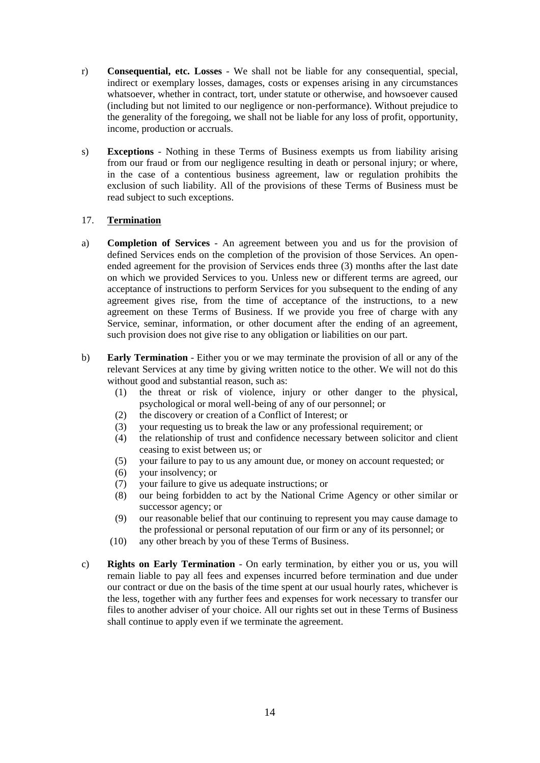r) **Consequential, etc. Losses** - We shall not be liable for any consequential, special, indirect or exemplary losses, damages, costs or expenses arising in any circumstances whatsoever, whether in contract, tort, under statute or otherwise, and howsoever caused (including but not limited to our negligence or non-performance). Without prejudice to the generality of the foregoing, we shall not be liable for any loss of profit, opportunity, income, production or accruals.

s) **Exceptions** - Nothing in these Terms of Business exempts us from liability arising from our fraud or from our negligence resulting in death or personal injury; or where, in the case of a contentious business agreement, law or regulation prohibits the exclusion of such liability. All of the provisions of these Terms of Business must be read subject to such exceptions.

## 17. Termination

a) **Completion of Services** - An agreement between you and us for the provision of defined Services ends on the completion of the provision of those Services. An open-ended agreement for the provision of Services ends three (3) months after the last date on which we provided Services to you. Unless new or different terms are agreed, our acceptance of instructions to perform Services for you subsequent to the ending of any agreement gives rise, from the time of acceptance of the instructions, to a new agreement on these Terms of Business. If we provide you free of charge with any Service, seminar, information, or other document after the ending of an agreement, such provision does not give rise to any obligation or liabilities on our part.

b) **Early Termination** - Either you or we may terminate the provision of all or any of the relevant Services at any time by giving written notice to the other. We will not do this without good and substantial reason, such as:
   (1) the threat or risk of violence, injury or other danger to the physical, psychological or moral well-being of any of our personnel; or
   (2) the discovery or creation of a Conflict of Interest; or
   (3) your requesting us to break the law or any professional requirement; or
   (4) the relationship of trust and confidence necessary between solicitor and client ceasing to exist between us; or
   (5) your failure to pay to us any amount due, or money on account requested; or
   (6) your insolvency; or
   (7) your failure to give us adequate instructions; or
   (8) our being forbidden to act by the National Crime Agency or other similar or successor agency; or
   (9) our reasonable belief that our continuing to represent you may cause damage to the professional or personal reputation of our firm or any of its personnel; or
   (10) any other breach by you of these Terms of Business.

c) **Rights on Early Termination** - On early termination, by either you or us, you will remain liable to pay all fees and expenses incurred before termination and due under our contract or due on the basis of the time spent at our usual hourly rates, whichever is the less, together with any further fees and expenses for work necessary to transfer our files to another adviser of your choice. All our rights set out in these Terms of Business shall continue to apply even if we terminate the agreement.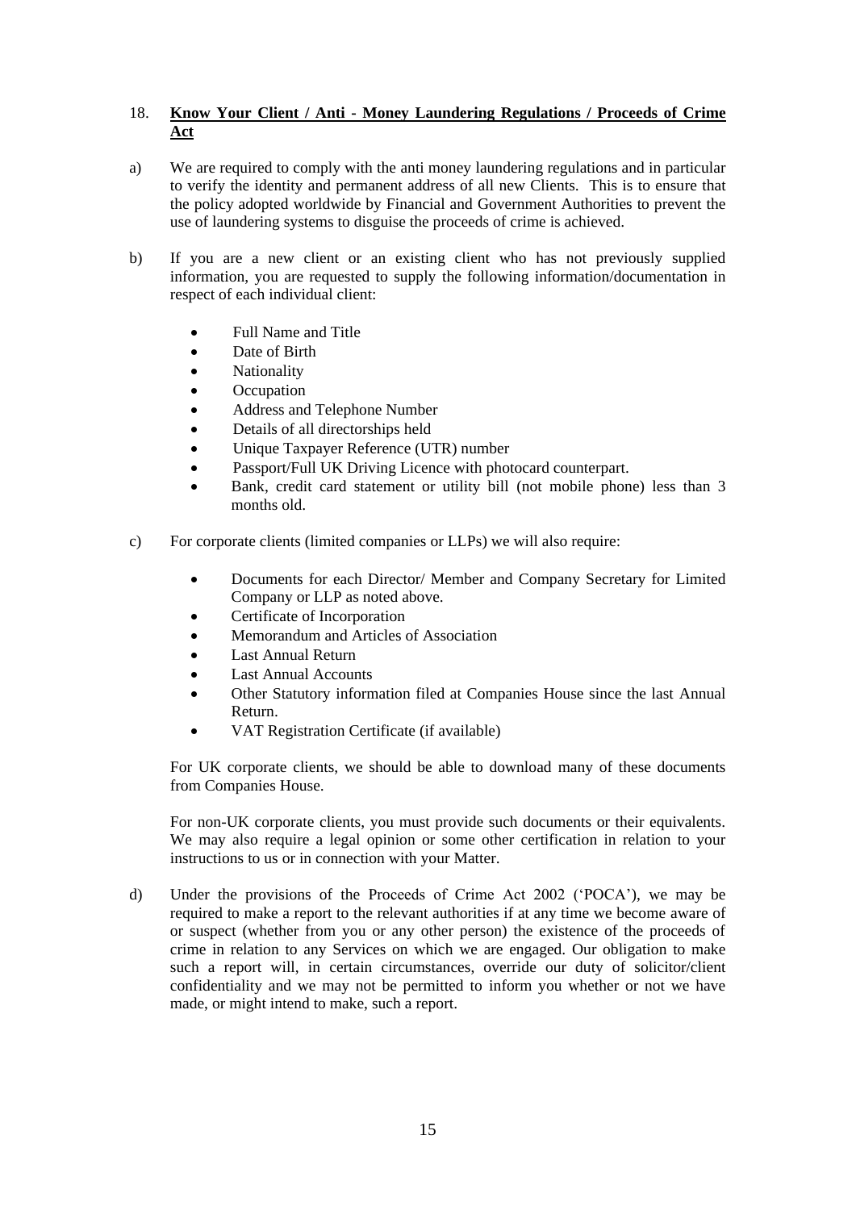18. **Know Your Client / Anti - Money Laundering Regulations / Proceeds of Crime Act**

a) We are required to comply with the anti money laundering regulations and in particular to verify the identity and permanent address of all new Clients. This is to ensure that the policy adopted worldwide by Financial and Government Authorities to prevent the use of laundering systems to disguise the proceeds of crime is achieved.

b) If you are a new client or an existing client who has not previously supplied information, you are requested to supply the following information/documentation in respect of each individual client:

- Full Name and Title
- Date of Birth
- Nationality
- Occupation
- Address and Telephone Number
- Details of all directorships held
- Unique Taxpayer Reference (UTR) number
- Passport/Full UK Driving Licence with photocard counterpart.
- Bank, credit card statement or utility bill (not mobile phone) less than 3 months old.

c) For corporate clients (limited companies or LLPs) we will also require:

- Documents for each Director/ Member and Company Secretary for Limited Company or LLP as noted above.
- Certificate of Incorporation
- Memorandum and Articles of Association
- Last Annual Return
- Last Annual Accounts
- Other Statutory information filed at Companies House since the last Annual Return.
- VAT Registration Certificate (if available)

For UK corporate clients, we should be able to download many of these documents from Companies House.

For non-UK corporate clients, you must provide such documents or their equivalents. We may also require a legal opinion or some other certification in relation to your instructions to us or in connection with your Matter.

d) Under the provisions of the Proceeds of Crime Act 2002 ('POCA'), we may be required to make a report to the relevant authorities if at any time we become aware of or suspect (whether from you or any other person) the existence of the proceeds of crime in relation to any Services on which we are engaged. Our obligation to make such a report will, in certain circumstances, override our duty of solicitor/client confidentiality and we may not be permitted to inform you whether or not we have made, or might intend to make, such a report.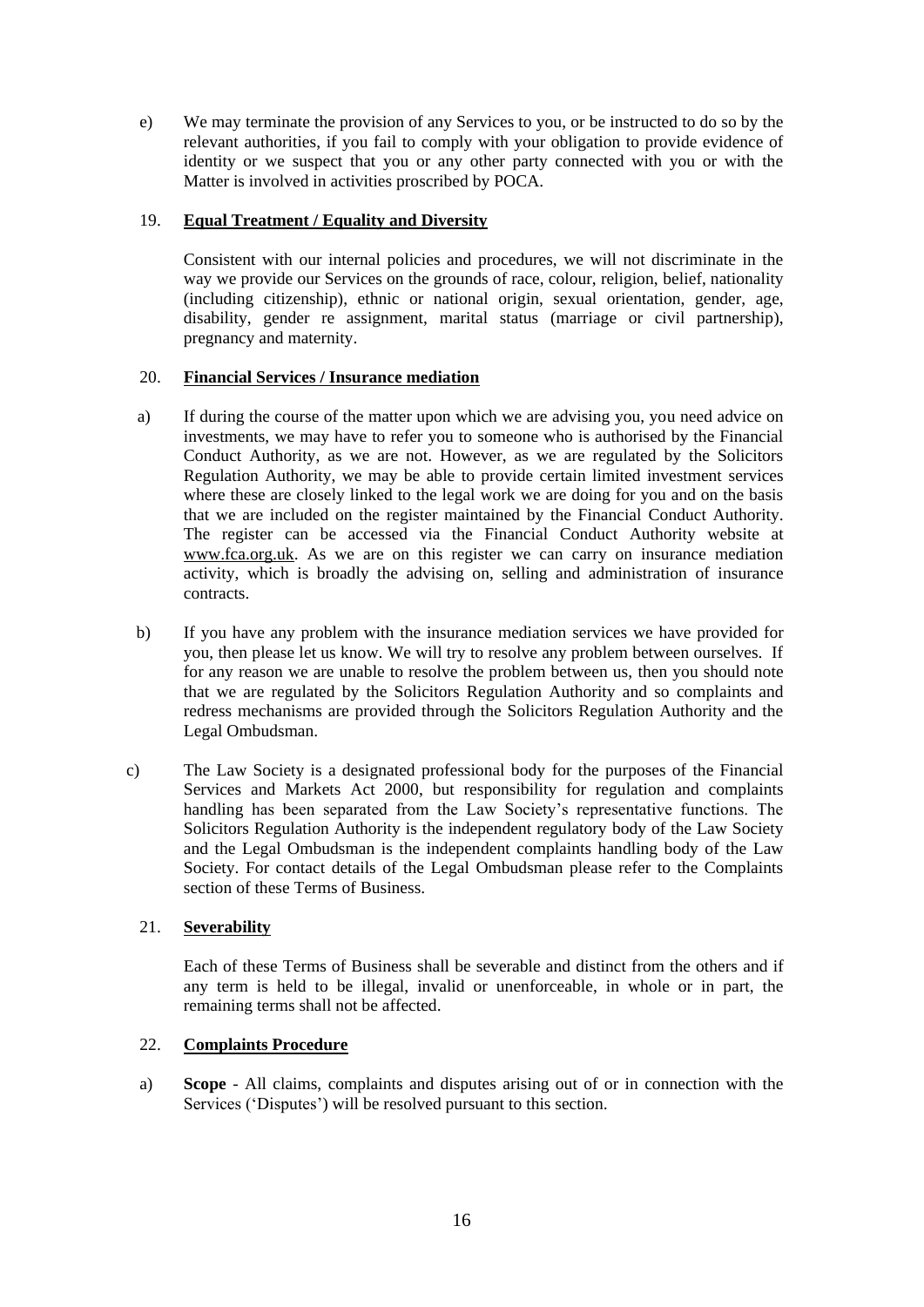e) We may terminate the provision of any Services to you, or be instructed to do so by the relevant authorities, if you fail to comply with your obligation to provide evidence of identity or we suspect that you or any other party connected with you or with the Matter is involved in activities proscribed by POCA.

19. **Equal Treatment / Equality and Diversity**

Consistent with our internal policies and procedures, we will not discriminate in the way we provide our Services on the grounds of race, colour, religion, belief, nationality (including citizenship), ethnic or national origin, sexual orientation, gender, age, disability, gender re assignment, marital status (marriage or civil partnership), pregnancy and maternity.

20. **Financial Services / Insurance mediation**

a) If during the course of the matter upon which we are advising you, you need advice on investments, we may have to refer you to someone who is authorised by the Financial Conduct Authority, as we are not. However, as we are regulated by the Solicitors Regulation Authority, we may be able to provide certain limited investment services where these are closely linked to the legal work we are doing for you and on the basis that we are included on the register maintained by the Financial Conduct Authority. The register can be accessed via the Financial Conduct Authority website at www.fca.org.uk. As we are on this register we can carry on insurance mediation activity, which is broadly the advising on, selling and administration of insurance contracts.

b) If you have any problem with the insurance mediation services we have provided for you, then please let us know. We will try to resolve any problem between ourselves. If for any reason we are unable to resolve the problem between us, then you should note that we are regulated by the Solicitors Regulation Authority and so complaints and redress mechanisms are provided through the Solicitors Regulation Authority and the Legal Ombudsman.

c) The Law Society is a designated professional body for the purposes of the Financial Services and Markets Act 2000, but responsibility for regulation and complaints handling has been separated from the Law Society's representative functions. The Solicitors Regulation Authority is the independent regulatory body of the Law Society and the Legal Ombudsman is the independent complaints handling body of the Law Society. For contact details of the Legal Ombudsman please refer to the Complaints section of these Terms of Business.

21. **Severability**

Each of these Terms of Business shall be severable and distinct from the others and if any term is held to be illegal, invalid or unenforceable, in whole or in part, the remaining terms shall not be affected.

22. **Complaints Procedure**

a) **Scope** - All claims, complaints and disputes arising out of or in connection with the Services ('Disputes') will be resolved pursuant to this section.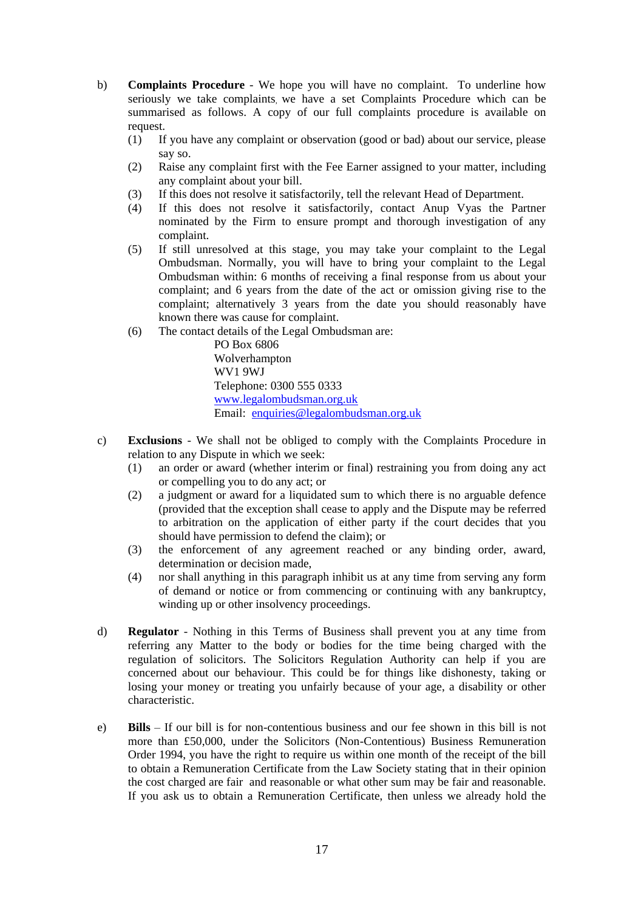b) **Complaints Procedure** - We hope you will have no complaint. To underline how seriously we take complaints, we have a set Complaints Procedure which can be summarised as follows. A copy of our full complaints procedure is available on request.

   (1) If you have any complaint or observation (good or bad) about our service, please say so.

   (2) Raise any complaint first with the Fee Earner assigned to your matter, including any complaint about your bill.

   (3) If this does not resolve it satisfactorily, tell the relevant Head of Department.

   (4) If this does not resolve it satisfactorily, contact Anup Vyas the Partner nominated by the Firm to ensure prompt and thorough investigation of any complaint.

   (5) If still unresolved at this stage, you may take your complaint to the Legal Ombudsman. Normally, you will have to bring your complaint to the Legal Ombudsman within: 6 months of receiving a final response from us about your complaint; and 6 years from the date of the act or omission giving rise to the complaint; alternatively 3 years from the date you should reasonably have known there was cause for complaint.

   (6) The contact details of the Legal Ombudsman are:

   PO Box 6806
   Wolverhampton
   WV1 9WJ
   Telephone: 0300 555 0333
   www.legalombudsman.org.uk
   Email: enquiries@legalombudsman.org.uk

c) **Exclusions** - We shall not be obliged to comply with the Complaints Procedure in relation to any Dispute in which we seek:

   (1) an order or award (whether interim or final) restraining you from doing any act or compelling you to do any act; or

   (2) a judgment or award for a liquidated sum to which there is no arguable defence (provided that the exception shall cease to apply and the Dispute may be referred to arbitration on the application of either party if the court decides that you should have permission to defend the claim); or

   (3) the enforcement of any agreement reached or any binding order, award, determination or decision made,

   (4) nor shall anything in this paragraph inhibit us at any time from serving any form of demand or notice or from commencing or continuing with any bankruptcy, winding up or other insolvency proceedings.

d) **Regulator** - Nothing in this Terms of Business shall prevent you at any time from referring any Matter to the body or bodies for the time being charged with the regulation of solicitors. The Solicitors Regulation Authority can help if you are concerned about our behaviour. This could be for things like dishonesty, taking or losing your money or treating you unfairly because of your age, a disability or other characteristic.

e) **Bills** – If our bill is for non-contentious business and our fee shown in this bill is not more than £50,000, under the Solicitors (Non-Contentious) Business Remuneration Order 1994, you have the right to require us within one month of the receipt of the bill to obtain a Remuneration Certificate from the Law Society stating that in their opinion the cost charged are fair and reasonable or what other sum may be fair and reasonable. If you ask us to obtain a Remuneration Certificate, then unless we already hold the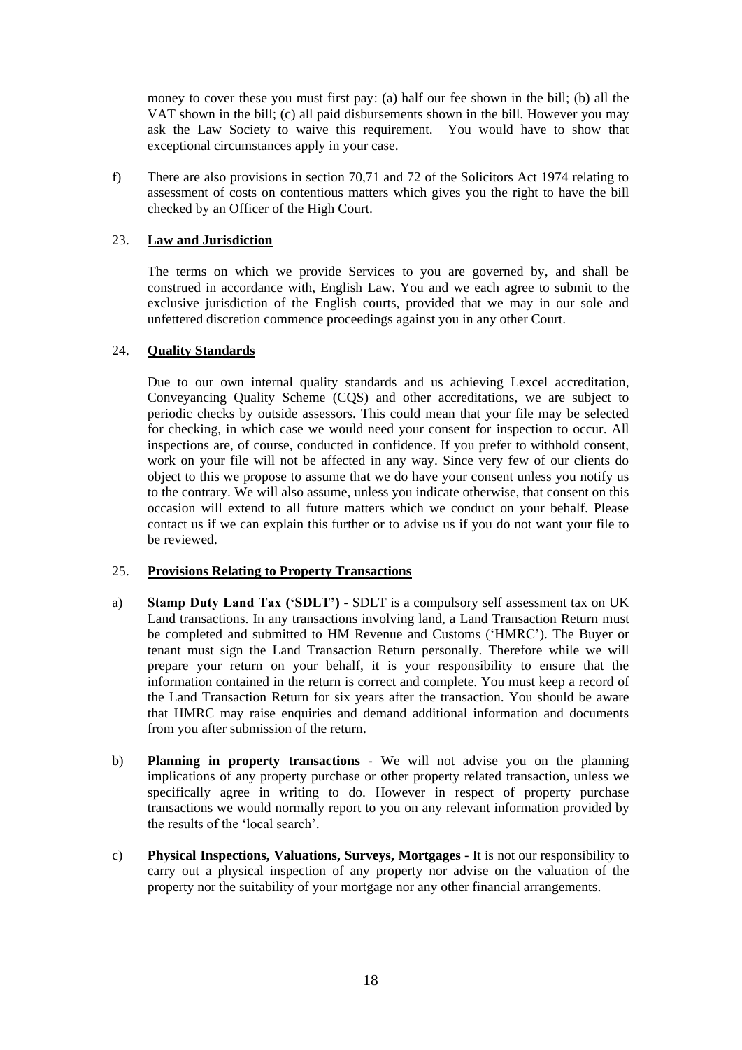money to cover these you must first pay: (a) half our fee shown in the bill; (b) all the VAT shown in the bill; (c) all paid disbursements shown in the bill. However you may ask the Law Society to waive this requirement. You would have to show that exceptional circumstances apply in your case.

f) There are also provisions in section 70,71 and 72 of the Solicitors Act 1974 relating to assessment of costs on contentious matters which gives you the right to have the bill checked by an Officer of the High Court.

## 23. Law and Jurisdiction

The terms on which we provide Services to you are governed by, and shall be construed in accordance with, English Law. You and we each agree to submit to the exclusive jurisdiction of the English courts, provided that we may in our sole and unfettered discretion commence proceedings against you in any other Court.

## 24. Quality Standards

Due to our own internal quality standards and us achieving Lexcel accreditation, Conveyancing Quality Scheme (CQS) and other accreditations, we are subject to periodic checks by outside assessors. This could mean that your file may be selected for checking, in which case we would need your consent for inspection to occur. All inspections are, of course, conducted in confidence. If you prefer to withhold consent, work on your file will not be affected in any way. Since very few of our clients do object to this we propose to assume that we do have your consent unless you notify us to the contrary. We will also assume, unless you indicate otherwise, that consent on this occasion will extend to all future matters which we conduct on your behalf. Please contact us if we can explain this further or to advise us if you do not want your file to be reviewed.

## 25. Provisions Relating to Property Transactions

a) **Stamp Duty Land Tax ('SDLT')** - SDLT is a compulsory self assessment tax on UK Land transactions. In any transactions involving land, a Land Transaction Return must be completed and submitted to HM Revenue and Customs ('HMRC'). The Buyer or tenant must sign the Land Transaction Return personally. Therefore while we will prepare your return on your behalf, it is your responsibility to ensure that the information contained in the return is correct and complete. You must keep a record of the Land Transaction Return for six years after the transaction. You should be aware that HMRC may raise enquiries and demand additional information and documents from you after submission of the return.

b) **Planning in property transactions** - We will not advise you on the planning implications of any property purchase or other property related transaction, unless we specifically agree in writing to do. However in respect of property purchase transactions we would normally report to you on any relevant information provided by the results of the 'local search'.

c) **Physical Inspections, Valuations, Surveys, Mortgages** - It is not our responsibility to carry out a physical inspection of any property nor advise on the valuation of the property nor the suitability of your mortgage nor any other financial arrangements.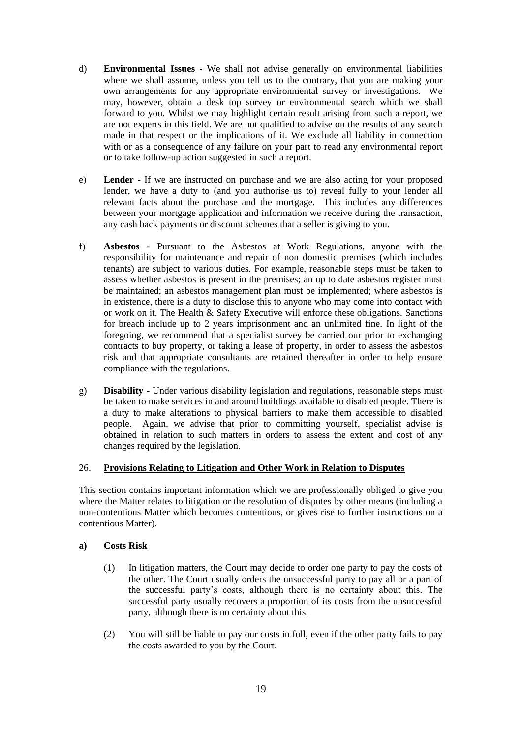d) **Environmental Issues** - We shall not advise generally on environmental liabilities where we shall assume, unless you tell us to the contrary, that you are making your own arrangements for any appropriate environmental survey or investigations. We may, however, obtain a desk top survey or environmental search which we shall forward to you. Whilst we may highlight certain result arising from such a report, we are not experts in this field. We are not qualified to advise on the results of any search made in that respect or the implications of it. We exclude all liability in connection with or as a consequence of any failure on your part to read any environmental report or to take follow-up action suggested in such a report.

e) **Lender** - If we are instructed on purchase and we are also acting for your proposed lender, we have a duty to (and you authorise us to) reveal fully to your lender all relevant facts about the purchase and the mortgage. This includes any differences between your mortgage application and information we receive during the transaction, any cash back payments or discount schemes that a seller is giving to you.

f) **Asbestos** - Pursuant to the Asbestos at Work Regulations, anyone with the responsibility for maintenance and repair of non domestic premises (which includes tenants) are subject to various duties. For example, reasonable steps must be taken to assess whether asbestos is present in the premises; an up to date asbestos register must be maintained; an asbestos management plan must be implemented; where asbestos is in existence, there is a duty to disclose this to anyone who may come into contact with or work on it. The Health & Safety Executive will enforce these obligations. Sanctions for breach include up to 2 years imprisonment and an unlimited fine. In light of the foregoing, we recommend that a specialist survey be carried our prior to exchanging contracts to buy property, or taking a lease of property, in order to assess the asbestos risk and that appropriate consultants are retained thereafter in order to help ensure compliance with the regulations.

g) **Disability** - Under various disability legislation and regulations, reasonable steps must be taken to make services in and around buildings available to disabled people. There is a duty to make alterations to physical barriers to make them accessible to disabled people. Again, we advise that prior to committing yourself, specialist advise is obtained in relation to such matters in orders to assess the extent and cost of any changes required by the legislation.

## 26. Provisions Relating to Litigation and Other Work in Relation to Disputes

This section contains important information which we are professionally obliged to give you where the Matter relates to litigation or the resolution of disputes by other means (including a non-contentious Matter which becomes contentious, or gives rise to further instructions on a contentious Matter).

**a) Costs Risk**

(1) In litigation matters, the Court may decide to order one party to pay the costs of the other. The Court usually orders the unsuccessful party to pay all or a part of the successful party's costs, although there is no certainty about this. The successful party usually recovers a proportion of its costs from the unsuccessful party, although there is no certainty about this.

(2) You will still be liable to pay our costs in full, even if the other party fails to pay the costs awarded to you by the Court.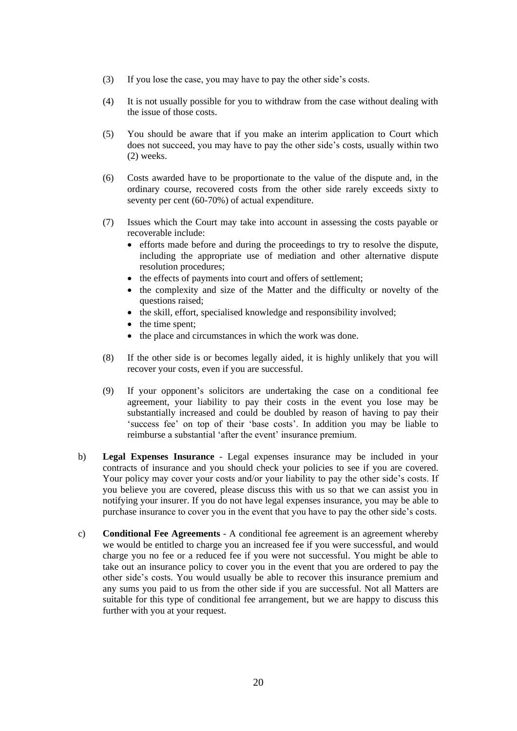(3) If you lose the case, you may have to pay the other side's costs.

(4) It is not usually possible for you to withdraw from the case without dealing with the issue of those costs.

(5) You should be aware that if you make an interim application to Court which does not succeed, you may have to pay the other side's costs, usually within two (2) weeks.

(6) Costs awarded have to be proportionate to the value of the dispute and, in the ordinary course, recovered costs from the other side rarely exceeds sixty to seventy per cent (60-70%) of actual expenditure.

(7) Issues which the Court may take into account in assessing the costs payable or recoverable include:

- efforts made before and during the proceedings to try to resolve the dispute, including the appropriate use of mediation and other alternative dispute resolution procedures;
- the effects of payments into court and offers of settlement;
- the complexity and size of the Matter and the difficulty or novelty of the questions raised;
- the skill, effort, specialised knowledge and responsibility involved;
- the time spent;
- the place and circumstances in which the work was done.

(8) If the other side is or becomes legally aided, it is highly unlikely that you will recover your costs, even if you are successful.

(9) If your opponent's solicitors are undertaking the case on a conditional fee agreement, your liability to pay their costs in the event you lose may be substantially increased and could be doubled by reason of having to pay their 'success fee' on top of their 'base costs'. In addition you may be liable to reimburse a substantial 'after the event' insurance premium.

b) **Legal Expenses Insurance** - Legal expenses insurance may be included in your contracts of insurance and you should check your policies to see if you are covered. Your policy may cover your costs and/or your liability to pay the other side's costs. If you believe you are covered, please discuss this with us so that we can assist you in notifying your insurer. If you do not have legal expenses insurance, you may be able to purchase insurance to cover you in the event that you have to pay the other side's costs.

c) **Conditional Fee Agreements** - A conditional fee agreement is an agreement whereby we would be entitled to charge you an increased fee if you were successful, and would charge you no fee or a reduced fee if you were not successful. You might be able to take out an insurance policy to cover you in the event that you are ordered to pay the other side's costs. You would usually be able to recover this insurance premium and any sums you paid to us from the other side if you are successful. Not all Matters are suitable for this type of conditional fee arrangement, but we are happy to discuss this further with you at your request.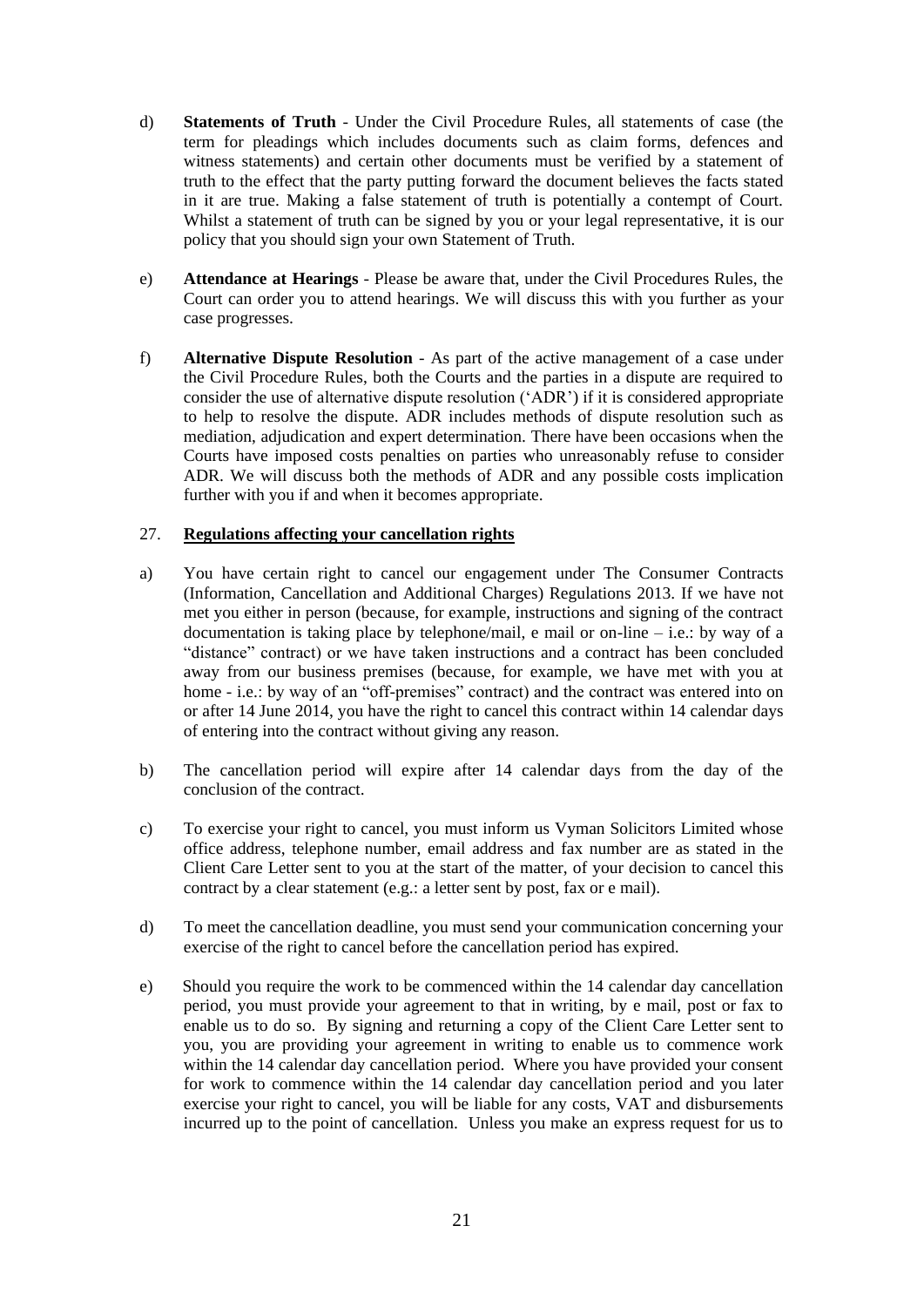d) **Statements of Truth** - Under the Civil Procedure Rules, all statements of case (the term for pleadings which includes documents such as claim forms, defences and witness statements) and certain other documents must be verified by a statement of truth to the effect that the party putting forward the document believes the facts stated in it are true. Making a false statement of truth is potentially a contempt of Court. Whilst a statement of truth can be signed by you or your legal representative, it is our policy that you should sign your own Statement of Truth.

e) **Attendance at Hearings** - Please be aware that, under the Civil Procedures Rules, the Court can order you to attend hearings. We will discuss this with you further as your case progresses.

f) **Alternative Dispute Resolution** - As part of the active management of a case under the Civil Procedure Rules, both the Courts and the parties in a dispute are required to consider the use of alternative dispute resolution ('ADR') if it is considered appropriate to help to resolve the dispute. ADR includes methods of dispute resolution such as mediation, adjudication and expert determination. There have been occasions when the Courts have imposed costs penalties on parties who unreasonably refuse to consider ADR. We will discuss both the methods of ADR and any possible costs implication further with you if and when it becomes appropriate.

27. **Regulations affecting your cancellation rights**

a) You have certain right to cancel our engagement under The Consumer Contracts (Information, Cancellation and Additional Charges) Regulations 2013. If we have not met you either in person (because, for example, instructions and signing of the contract documentation is taking place by telephone/mail, e mail or on-line – i.e.: by way of a "distance" contract) or we have taken instructions and a contract has been concluded away from our business premises (because, for example, we have met with you at home - i.e.: by way of an "off-premises" contract) and the contract was entered into on or after 14 June 2014, you have the right to cancel this contract within 14 calendar days of entering into the contract without giving any reason.

b) The cancellation period will expire after 14 calendar days from the day of the conclusion of the contract.

c) To exercise your right to cancel, you must inform us Vyman Solicitors Limited whose office address, telephone number, email address and fax number are as stated in the Client Care Letter sent to you at the start of the matter, of your decision to cancel this contract by a clear statement (e.g.: a letter sent by post, fax or e mail).

d) To meet the cancellation deadline, you must send your communication concerning your exercise of the right to cancel before the cancellation period has expired.

e) Should you require the work to be commenced within the 14 calendar day cancellation period, you must provide your agreement to that in writing, by e mail, post or fax to enable us to do so. By signing and returning a copy of the Client Care Letter sent to you, you are providing your agreement in writing to enable us to commence work within the 14 calendar day cancellation period. Where you have provided your consent for work to commence within the 14 calendar day cancellation period and you later exercise your right to cancel, you will be liable for any costs, VAT and disbursements incurred up to the point of cancellation. Unless you make an express request for us to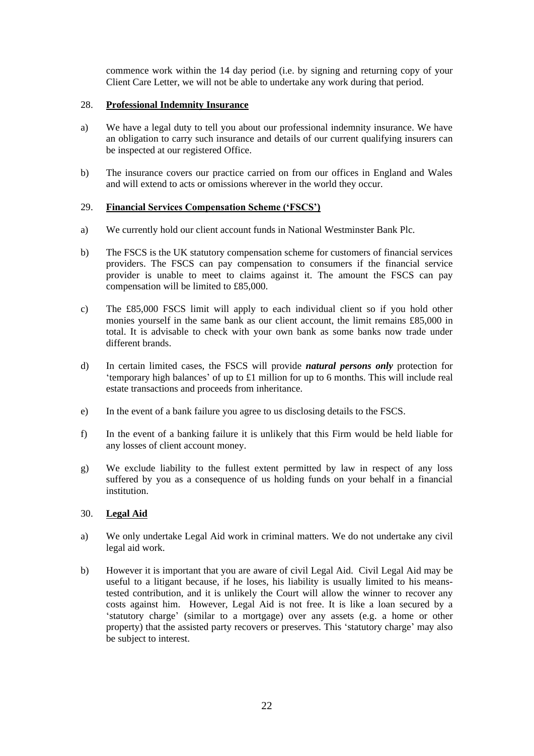commence work within the 14 day period (i.e. by signing and returning copy of your Client Care Letter, we will not be able to undertake any work during that period.

## 28. **Professional Indemnity Insurance**

a) We have a legal duty to tell you about our professional indemnity insurance. We have an obligation to carry such insurance and details of our current qualifying insurers can be inspected at our registered Office.

b) The insurance covers our practice carried on from our offices in England and Wales and will extend to acts or omissions wherever in the world they occur.

## 29. **Financial Services Compensation Scheme ('FSCS')**

a) We currently hold our client account funds in National Westminster Bank Plc.

b) The FSCS is the UK statutory compensation scheme for customers of financial services providers. The FSCS can pay compensation to consumers if the financial service provider is unable to meet to claims against it. The amount the FSCS can pay compensation will be limited to £85,000.

c) The £85,000 FSCS limit will apply to each individual client so if you hold other monies yourself in the same bank as our client account, the limit remains £85,000 in total. It is advisable to check with your own bank as some banks now trade under different brands.

d) In certain limited cases, the FSCS will provide ***natural persons only*** protection for 'temporary high balances' of up to £1 million for up to 6 months. This will include real estate transactions and proceeds from inheritance.

e) In the event of a bank failure you agree to us disclosing details to the FSCS.

f) In the event of a banking failure it is unlikely that this Firm would be held liable for any losses of client account money.

g) We exclude liability to the fullest extent permitted by law in respect of any loss suffered by you as a consequence of us holding funds on your behalf in a financial institution.

## 30. **Legal Aid**

a) We only undertake Legal Aid work in criminal matters. We do not undertake any civil legal aid work.

b) However it is important that you are aware of civil Legal Aid. Civil Legal Aid may be useful to a litigant because, if he loses, his liability is usually limited to his means-tested contribution, and it is unlikely the Court will allow the winner to recover any costs against him. However, Legal Aid is not free. It is like a loan secured by a 'statutory charge' (similar to a mortgage) over any assets (e.g. a home or other property) that the assisted party recovers or preserves. This 'statutory charge' may also be subject to interest.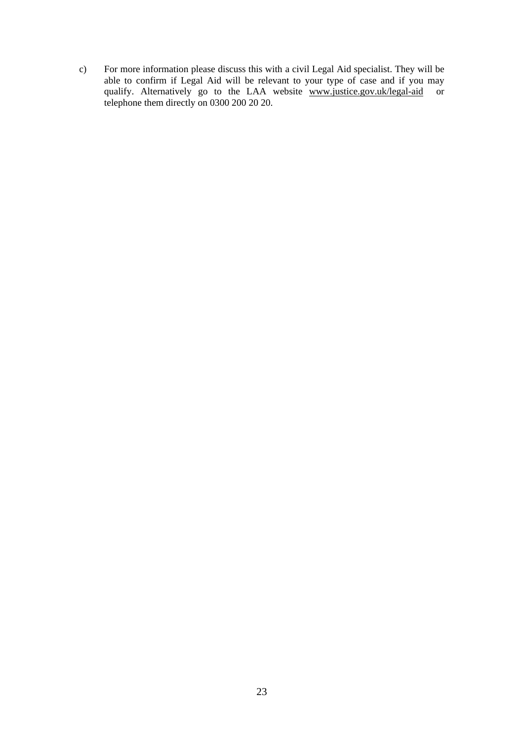c) For more information please discuss this with a civil Legal Aid specialist. They will be able to confirm if Legal Aid will be relevant to your type of case and if you may qualify. Alternatively go to the LAA website www.justice.gov.uk/legal-aid or telephone them directly on 0300 200 20 20.